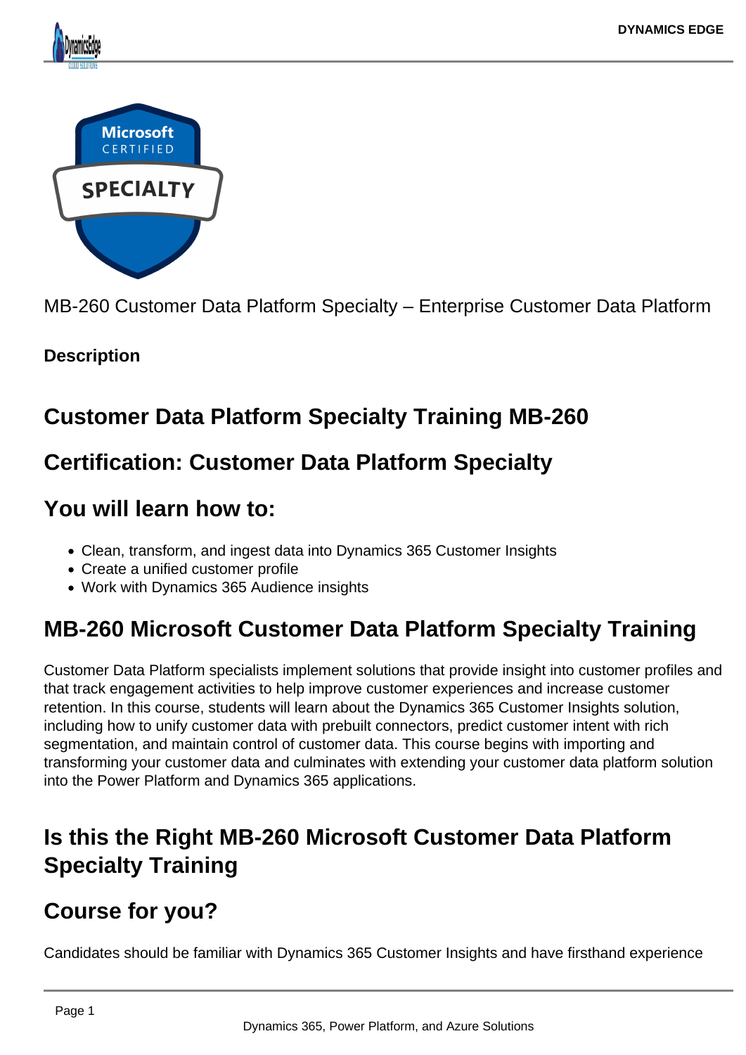MB-260 Customer Data Platform Specialty – Enterprise Customer Data Platform

**Description**

## Customer Data Platform Specialty Training MB-260

## Certification: Customer Data Platform Specialty

## You will learn how to:

- Clean, transform, and ingest data into Dynamics 365 Customer Insights
- Create a unified customer profile
- Work with Dynamics 365 Audience insights

## MB-260 Microsoft Customer Data Platform Specialty Training

Customer Data Platform specialists implement solutions that provide insight into customer profiles and that track engagement activities to help improve customer experiences and increase customer retention. In this course, students will learn about the Dynamics 365 Customer Insights solution, including how to unify customer data with prebuilt connectors, predict customer intent with rich segmentation, and maintain control of customer data. This course begins with importing and transforming your customer data and culminates with extending your customer data platform solution into the Power Platform and Dynamics 365 applications.

## Is this the Right MB-260 Microsoft Customer Data Platform Specialty Training

## Course for you?

Candidates should be familiar with Dynamics 365 Customer Insights and have firsthand experience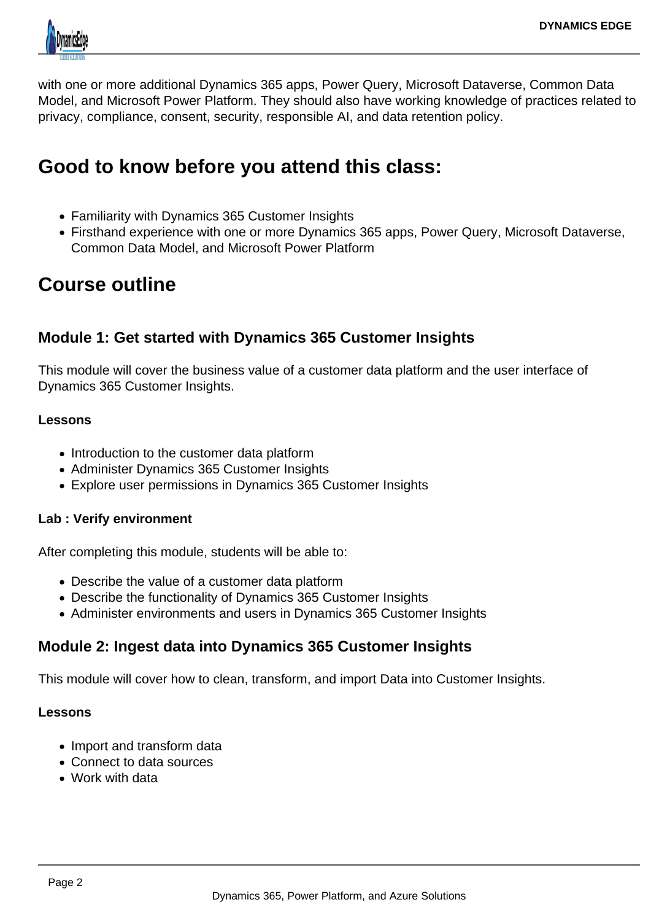with one or more additional Dynamics 365 apps, Power Query, Microsoft Dataverse, Common Data Model, and Microsoft Power Platform. They should also have working knowledge of practices related to privacy, compliance, consent, security, responsible AI, and data retention policy.

## Good to know before you attend this class:

- Familiarity with Dynamics 365 Customer Insights
- Firsthand experience with one or more Dynamics 365 apps, Power Query, Microsoft Dataverse, Common Data Model, and Microsoft Power Platform

## Course outline

### Module 1: Get started with Dynamics 365 Customer Insights

This module will cover the business value of a customer data platform and the user interface of Dynamics 365 Customer Insights.

**Lessons**

- Introduction to the customer data platform
- Administer Dynamics 365 Customer Insights
- Explore user permissions in Dynamics 365 Customer Insights

**Lab : Verify environment**

After completing this module, students will be able to:

- Describe the value of a customer data platform
- Describe the functionality of Dynamics 365 Customer Insights
- Administer environments and users in Dynamics 365 Customer Insights

### Module 2: Ingest data into Dynamics 365 Customer Insights

This module will cover how to clean, transform, and import Data into Customer Insights.

**Lessons**

- Import and transform data
- Connect to data sources
- Work with data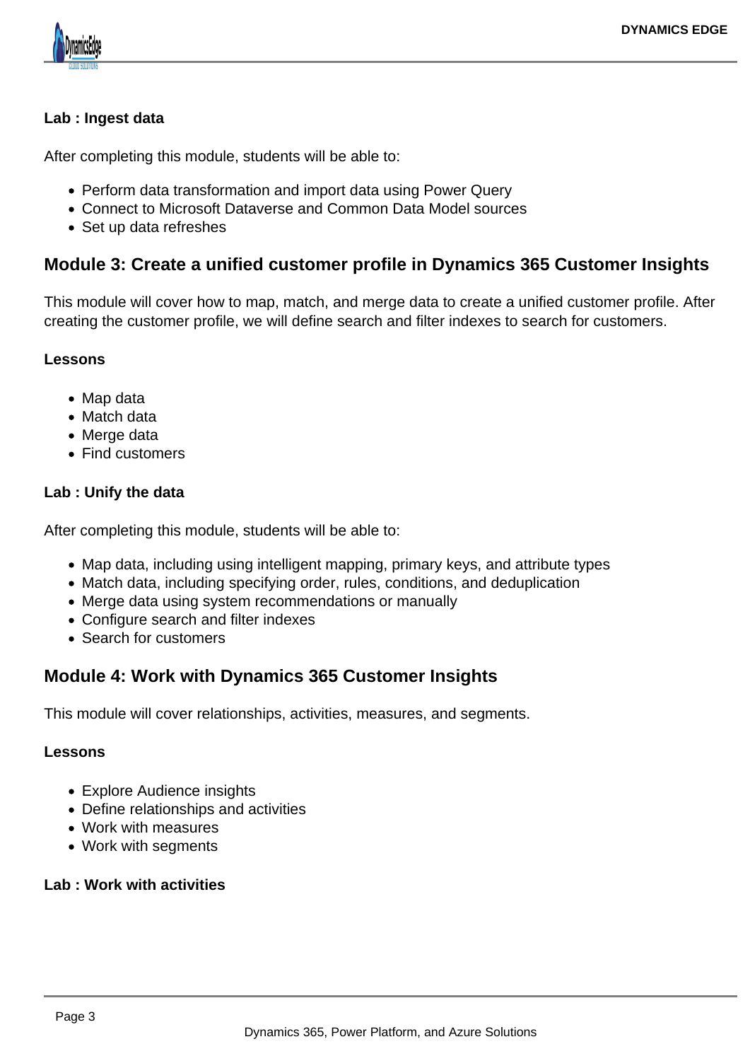**Lab : Ingest data**

After completing this module, students will be able to:

- Perform data transformation and import data using Power Query
- Connect to Microsoft Dataverse and Common Data Model sources
- Set up data refreshes

## Module 3: Create a unified customer profile in Dynamics 365 Customer Insights

This module will cover how to map, match, and merge data to create a unified customer profile. After creating the customer profile, we will define search and filter indexes to search for customers.

**Lessons**

- Map data
- Match data
- Merge data
- Find customers

**Lab : Unify the data**

After completing this module, students will be able to:

- Map data, including using intelligent mapping, primary keys, and attribute types
- Match data, including specifying order, rules, conditions, and deduplication
- Merge data using system recommendations or manually
- Configure search and filter indexes
- Search for customers

## Module 4: Work with Dynamics 365 Customer Insights

This module will cover relationships, activities, measures, and segments.

**Lessons**

- Explore Audience insights
- Define relationships and activities
- Work with measures
- Work with segments

**Lab : Work with activities**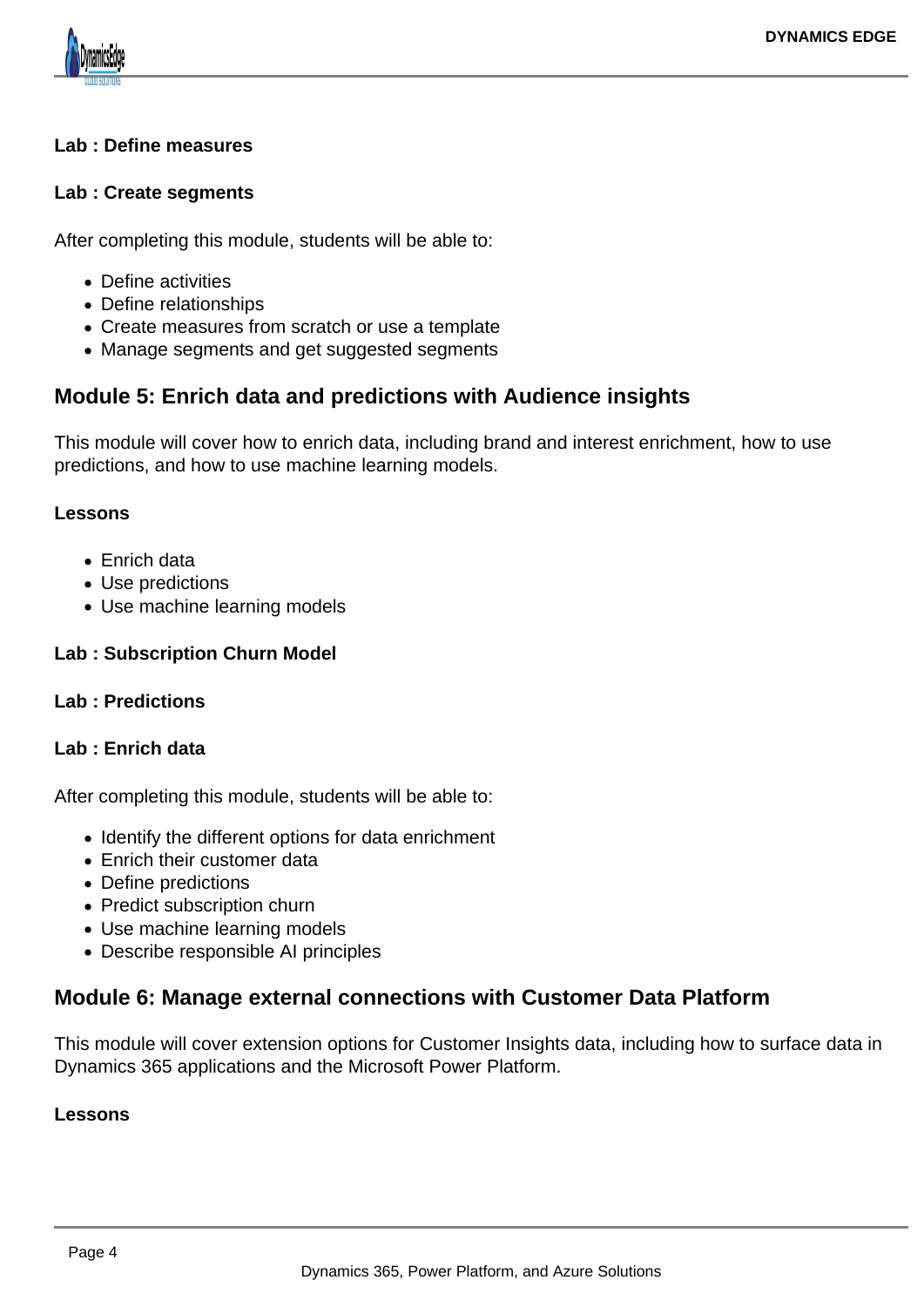**Lab : Define measures**

**Lab : Create segments**

After completing this module, students will be able to:

- Define activities
- Define relationships
- Create measures from scratch or use a template
- Manage segments and get suggested segments

## Module 5: Enrich data and predictions with Audience insights

This module will cover how to enrich data, including brand and interest enrichment, how to use predictions, and how to use machine learning models.

**Lessons**

- Enrich data
- Use predictions
- Use machine learning models

**Lab : Subscription Churn Model**

**Lab : Predictions**

**Lab : Enrich data**

After completing this module, students will be able to:

- Identify the different options for data enrichment
- Enrich their customer data
- Define predictions
- Predict subscription churn
- Use machine learning models
- Describe responsible AI principles

## Module 6: Manage external connections with Customer Data Platform

This module will cover extension options for Customer Insights data, including how to surface data in Dynamics 365 applications and the Microsoft Power Platform.

**Lessons**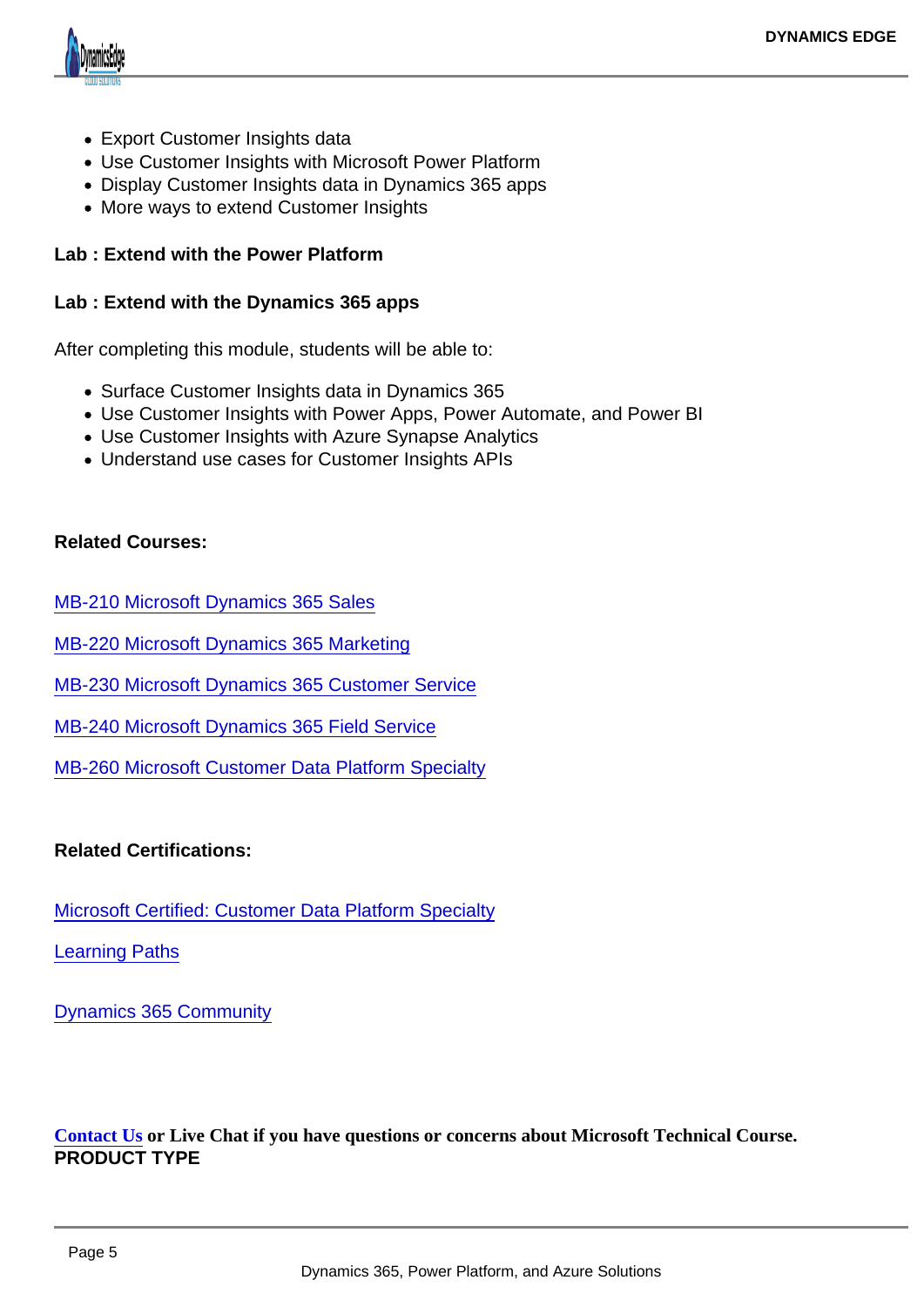- Export Customer Insights data
- Use Customer Insights with Microsoft Power Platform
- Display Customer Insights data in Dynamics 365 apps
- More ways to extend Customer Insights

**Lab : Extend with the Power Platform**

**Lab : Extend with the Dynamics 365 apps**

After completing this module, students will be able to:

- Surface Customer Insights data in Dynamics 365
- Use Customer Insights with Power Apps, Power Automate, and Power BI
- Use Customer Insights with Azure Synapse Analytics
- Understand use cases for Customer Insights APIs

**Related Courses:**

MB-210 Microsoft Dynamics 365 Sales

MB-220 Microsoft Dynamics 365 Marketing

MB-230 Microsoft Dynamics 365 Customer Service

MB-240 Microsoft Dynamics 365 Field Service

MB-260 Microsoft Customer Data Platform Specialty

**Related Certifications:**

Microsoft Certified: Customer Data Platform Specialty

Learning Paths

Dynamics 365 Community

**Contact Us or Live Chat if you have questions or concerns about Microsoft Technical Course.**
**PRODUCT TYPE**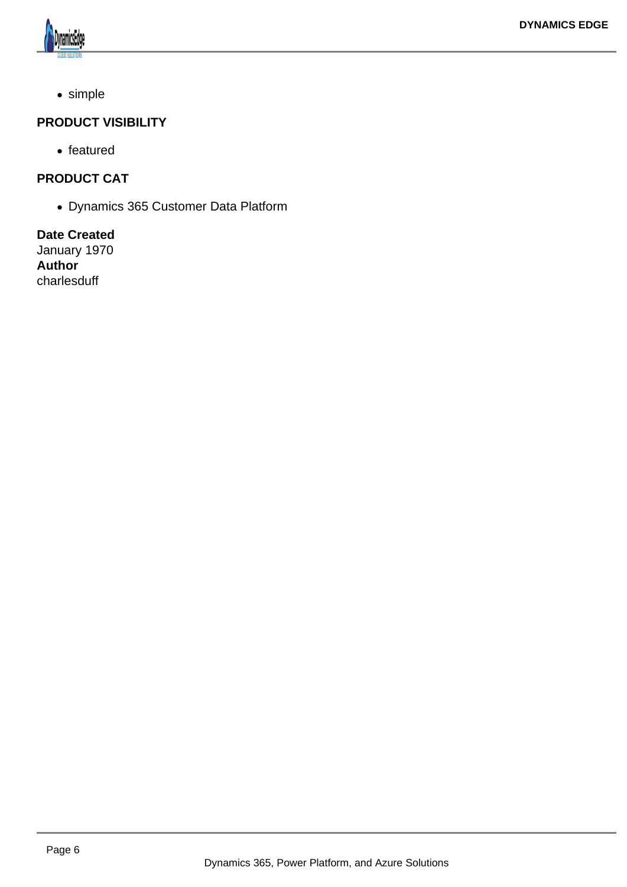- simple

**PRODUCT VISIBILITY**

- featured

**PRODUCT CAT**

- Dynamics 365 Customer Data Platform

**Date Created**
January 1970
**Author**
charlesduff